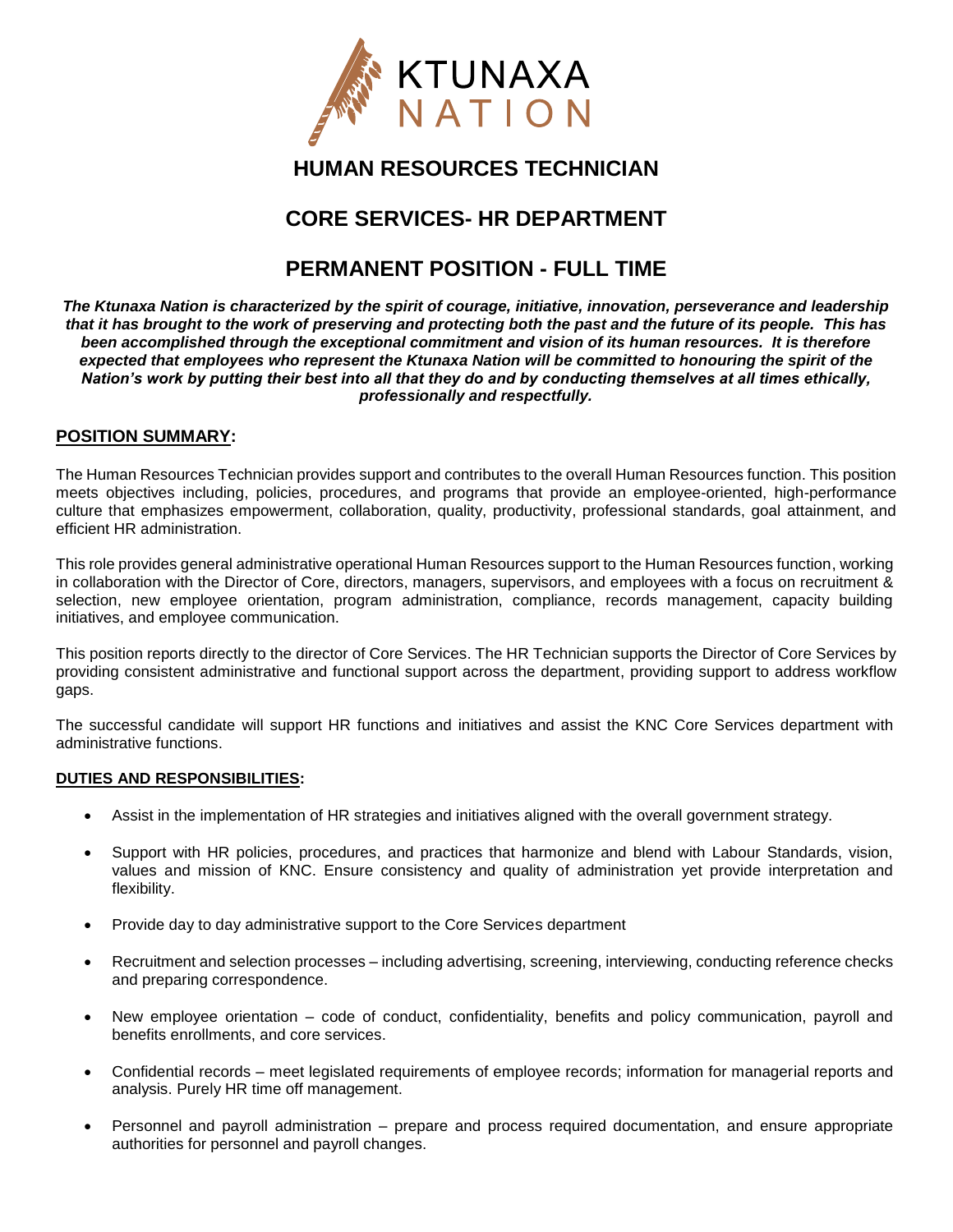KTUNAXA NATION

# HUMAN RESOURCES TECHNICIAN

## CORE SERVICES- HR DEPARTMENT

## PERMANENT POSITION - FULL TIME

***The Ktunaxa Nation is characterized by the spirit of courage, initiative, innovation, perseverance and leadership that it has brought to the work of preserving and protecting both the past and the future of its people. This has been accomplished through the exceptional commitment and vision of its human resources. It is therefore expected that employees who represent the Ktunaxa Nation will be committed to honouring the spirit of the Nation's work by putting their best into all that they do and by conducting themselves at all times ethically, professionally and respectfully.***

**POSITION SUMMARY:**

The Human Resources Technician provides support and contributes to the overall Human Resources function. This position meets objectives including, policies, procedures, and programs that provide an employee-oriented, high-performance culture that emphasizes empowerment, collaboration, quality, productivity, professional standards, goal attainment, and efficient HR administration.

This role provides general administrative operational Human Resources support to the Human Resources function, working in collaboration with the Director of Core, directors, managers, supervisors, and employees with a focus on recruitment & selection, new employee orientation, program administration, compliance, records management, capacity building initiatives, and employee communication.

This position reports directly to the director of Core Services. The HR Technician supports the Director of Core Services by providing consistent administrative and functional support across the department, providing support to address workflow gaps.

The successful candidate will support HR functions and initiatives and assist the KNC Core Services department with administrative functions.

**DUTIES AND RESPONSIBILITIES:**

- Assist in the implementation of HR strategies and initiatives aligned with the overall government strategy.
- Support with HR policies, procedures, and practices that harmonize and blend with Labour Standards, vision, values and mission of KNC. Ensure consistency and quality of administration yet provide interpretation and flexibility.
- Provide day to day administrative support to the Core Services department
- Recruitment and selection processes – including advertising, screening, interviewing, conducting reference checks and preparing correspondence.
- New employee orientation – code of conduct, confidentiality, benefits and policy communication, payroll and benefits enrollments, and core services.
- Confidential records – meet legislated requirements of employee records; information for managerial reports and analysis. Purely HR time off management.
- Personnel and payroll administration – prepare and process required documentation, and ensure appropriate authorities for personnel and payroll changes.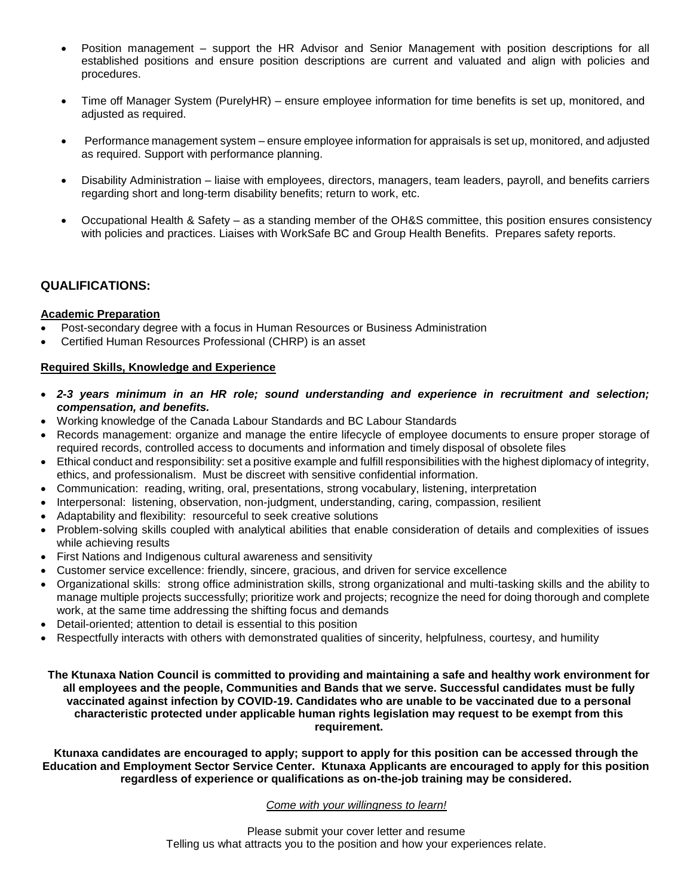- Position management – support the HR Advisor and Senior Management with position descriptions for all established positions and ensure position descriptions are current and valuated and align with policies and procedures.

- Time off Manager System (PurelyHR) – ensure employee information for time benefits is set up, monitored, and adjusted as required.

- Performance management system – ensure employee information for appraisals is set up, monitored, and adjusted as required. Support with performance planning.

- Disability Administration – liaise with employees, directors, managers, team leaders, payroll, and benefits carriers regarding short and long-term disability benefits; return to work, etc.

- Occupational Health & Safety – as a standing member of the OH&S committee, this position ensures consistency with policies and practices. Liaises with WorkSafe BC and Group Health Benefits. Prepares safety reports.

## QUALIFICATIONS:

**Academic Preparation**

- Post-secondary degree with a focus in Human Resources or Business Administration
- Certified Human Resources Professional (CHRP) is an asset

**Required Skills, Knowledge and Experience**

- ***2-3 years minimum in an HR role; sound understanding and experience in recruitment and selection; compensation, and benefits.***
- Working knowledge of the Canada Labour Standards and BC Labour Standards
- Records management: organize and manage the entire lifecycle of employee documents to ensure proper storage of required records, controlled access to documents and information and timely disposal of obsolete files
- Ethical conduct and responsibility: set a positive example and fulfill responsibilities with the highest diplomacy of integrity, ethics, and professionalism. Must be discreet with sensitive confidential information.
- Communication: reading, writing, oral, presentations, strong vocabulary, listening, interpretation
- Interpersonal: listening, observation, non-judgment, understanding, caring, compassion, resilient
- Adaptability and flexibility: resourceful to seek creative solutions
- Problem-solving skills coupled with analytical abilities that enable consideration of details and complexities of issues while achieving results
- First Nations and Indigenous cultural awareness and sensitivity
- Customer service excellence: friendly, sincere, gracious, and driven for service excellence
- Organizational skills: strong office administration skills, strong organizational and multi-tasking skills and the ability to manage multiple projects successfully; prioritize work and projects; recognize the need for doing thorough and complete work, at the same time addressing the shifting focus and demands
- Detail-oriented; attention to detail is essential to this position
- Respectfully interacts with others with demonstrated qualities of sincerity, helpfulness, courtesy, and humility

**The Ktunaxa Nation Council is committed to providing and maintaining a safe and healthy work environment for all employees and the people, Communities and Bands that we serve. Successful candidates must be fully vaccinated against infection by COVID-19. Candidates who are unable to be vaccinated due to a personal characteristic protected under applicable human rights legislation may request to be exempt from this requirement.**

**Ktunaxa candidates are encouraged to apply; support to apply for this position can be accessed through the Education and Employment Sector Service Center. Ktunaxa Applicants are encouraged to apply for this position regardless of experience or qualifications as on-the-job training may be considered.**

*Come with your willingness to learn!*

Please submit your cover letter and resume
Telling us what attracts you to the position and how your experiences relate.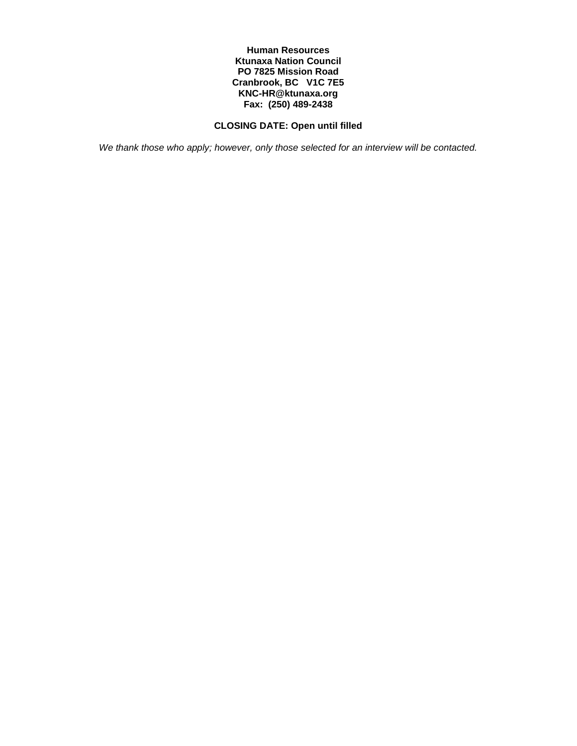**Human Resources**
**Ktunaxa Nation Council**
**PO 7825 Mission Road**
**Cranbrook, BC V1C 7E5**
**KNC-HR@ktunaxa.org**
**Fax: (250) 489-2438**

**CLOSING DATE: Open until filled**

*We thank those who apply; however, only those selected for an interview will be contacted.*